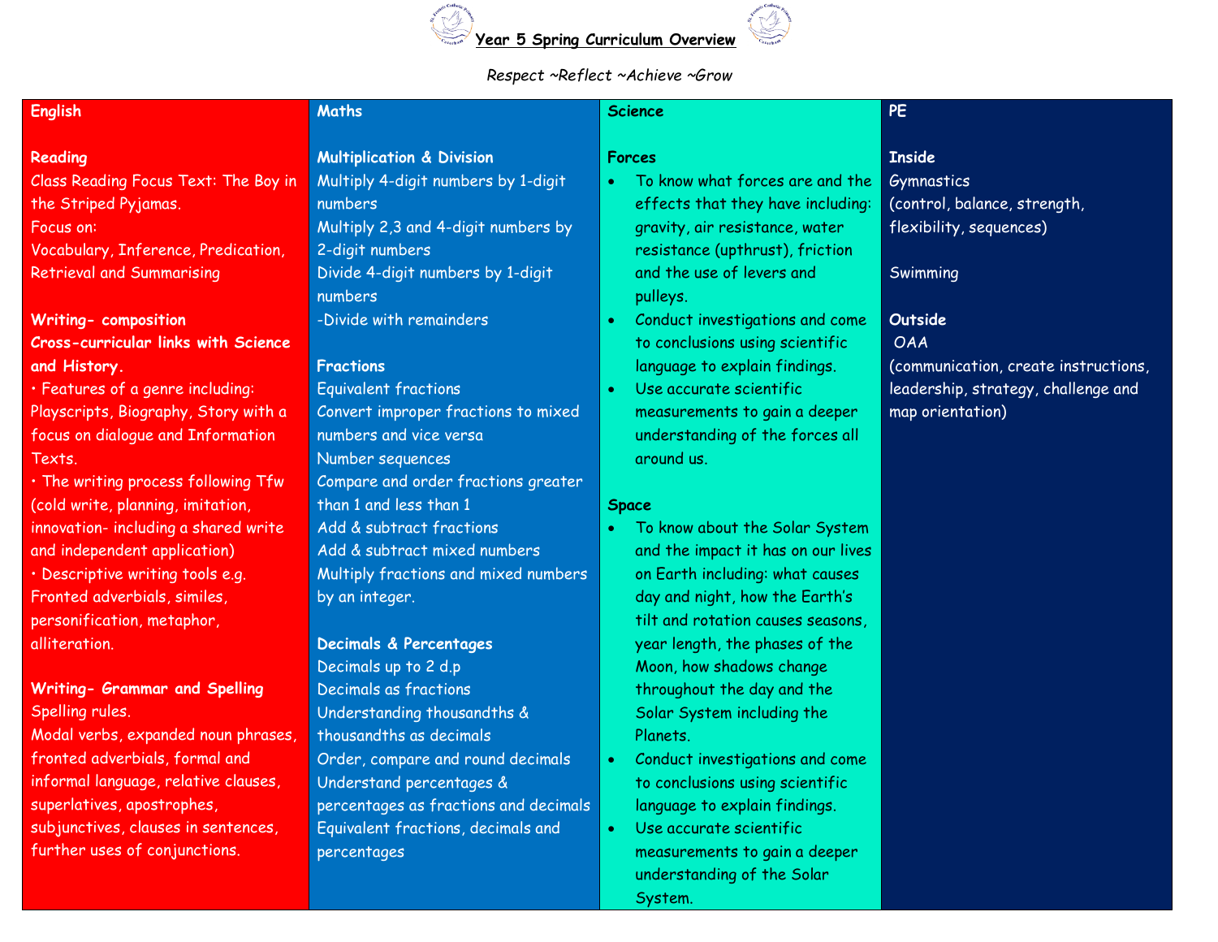# Year 5 Spring Curriculum Overview

*Respect ~Reflect ~Achieve ~Grow*

## English

**Reading**

Class Reading Focus Text: The Boy in the Striped Pyjamas.

Focus on:

Vocabulary, Inference, Predication, Retrieval and Summarising

**Writing- composition**

**Cross-curricular links with Science and History.**

• Features of a genre including: Playscripts, Biography, Story with a focus on dialogue and Information Texts.

• The writing process following Tfw (cold write, planning, imitation, innovation- including a shared write and independent application)

• Descriptive writing tools e.g. Fronted adverbials, similes, personification, metaphor, alliteration.

**Writing- Grammar and Spelling**

Spelling rules.

Modal verbs, expanded noun phrases, fronted adverbials, formal and informal language, relative clauses, superlatives, apostrophes, subjunctives, clauses in sentences, further uses of conjunctions.

## Maths

**Multiplication & Division**

Multiply 4-digit numbers by 1-digit numbers

Multiply 2,3 and 4-digit numbers by 2-digit numbers

Divide 4-digit numbers by 1-digit numbers

-Divide with remainders

**Fractions**

Equivalent fractions

Convert improper fractions to mixed numbers and vice versa

Number sequences

Compare and order fractions greater than 1 and less than 1

Add & subtract fractions

Add & subtract mixed numbers

Multiply fractions and mixed numbers by an integer.

**Decimals & Percentages**

Decimals up to 2 d.p

Decimals as fractions

Understanding thousandths & thousandths as decimals

Order, compare and round decimals

Understand percentages & percentages as fractions and decimals

Equivalent fractions, decimals and percentages

## Science

**Forces**

- To know what forces are and the effects that they have including: gravity, air resistance, water resistance (upthrust), friction and the use of levers and pulleys.
- Conduct investigations and come to conclusions using scientific language to explain findings.
- Use accurate scientific measurements to gain a deeper understanding of the forces all around us.

**Space**

- To know about the Solar System and the impact it has on our lives on Earth including: what causes day and night, how the Earth's tilt and rotation causes seasons, year length, the phases of the Moon, how shadows change throughout the day and the Solar System including the Planets.
- Conduct investigations and come to conclusions using scientific language to explain findings.
- Use accurate scientific measurements to gain a deeper understanding of the Solar System.

## PE

**Inside**

Gymnastics

(control, balance, strength, flexibility, sequences)

Swimming

**Outside**

OAA

(communication, create instructions, leadership, strategy, challenge and map orientation)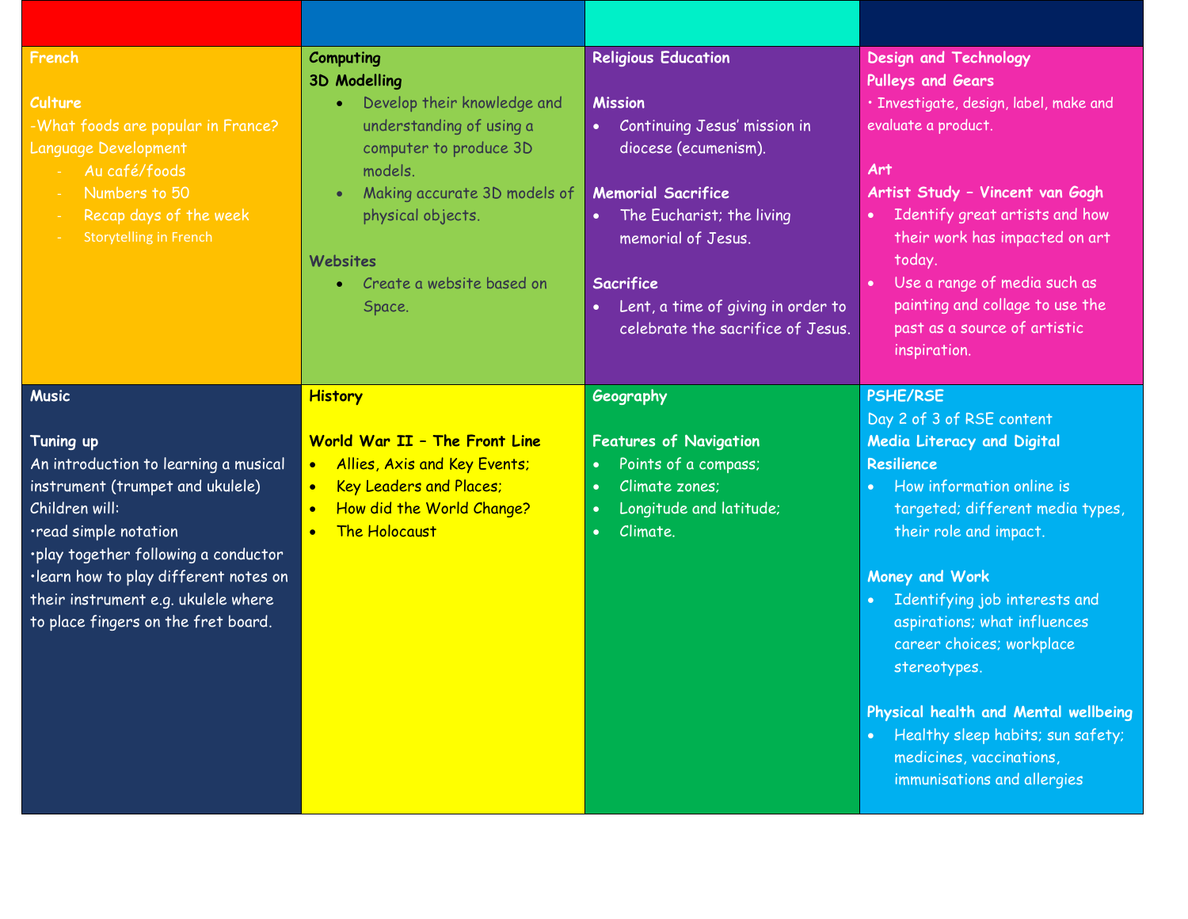**French**

**Culture**

-What foods are popular in France?

Language Development

- Au café/foods
- Numbers to 50
- Recap days of the week
- Storytelling in French

**Computing**

**3D Modelling**

- Develop their knowledge and understanding of using a computer to produce 3D models.
- Making accurate 3D models of physical objects.

**Websites**

- Create a website based on Space.

**Religious Education**

**Mission**

- Continuing Jesus' mission in diocese (ecumenism).

**Memorial Sacrifice**

- The Eucharist; the living memorial of Jesus.

**Sacrifice**

- Lent, a time of giving in order to celebrate the sacrifice of Jesus.

**Design and Technology**

**Pulleys and Gears**

• Investigate, design, label, make and evaluate a product.

**Art**

**Artist Study – Vincent van Gogh**

- Identify great artists and how their work has impacted on art today.
- Use a range of media such as painting and collage to use the past as a source of artistic inspiration.

**Music**

**Tuning up**

An introduction to learning a musical instrument (trumpet and ukulele)

Children will:

- read simple notation
- play together following a conductor
- learn how to play different notes on their instrument e.g. ukulele where to place fingers on the fret board.

**History**

**World War II – The Front Line**

- Allies, Axis and Key Events;
- Key Leaders and Places;
- How did the World Change?
- The Holocaust

**Geography**

**Features of Navigation**

- Points of a compass;
- Climate zones;
- Longitude and latitude;
- Climate.

**PSHE/RSE**

Day 2 of 3 of RSE content

**Media Literacy and Digital Resilience**

- How information online is targeted; different media types, their role and impact.

**Money and Work**

- Identifying job interests and aspirations; what influences career choices; workplace stereotypes.

**Physical health and Mental wellbeing**

- Healthy sleep habits; sun safety; medicines, vaccinations, immunisations and allergies